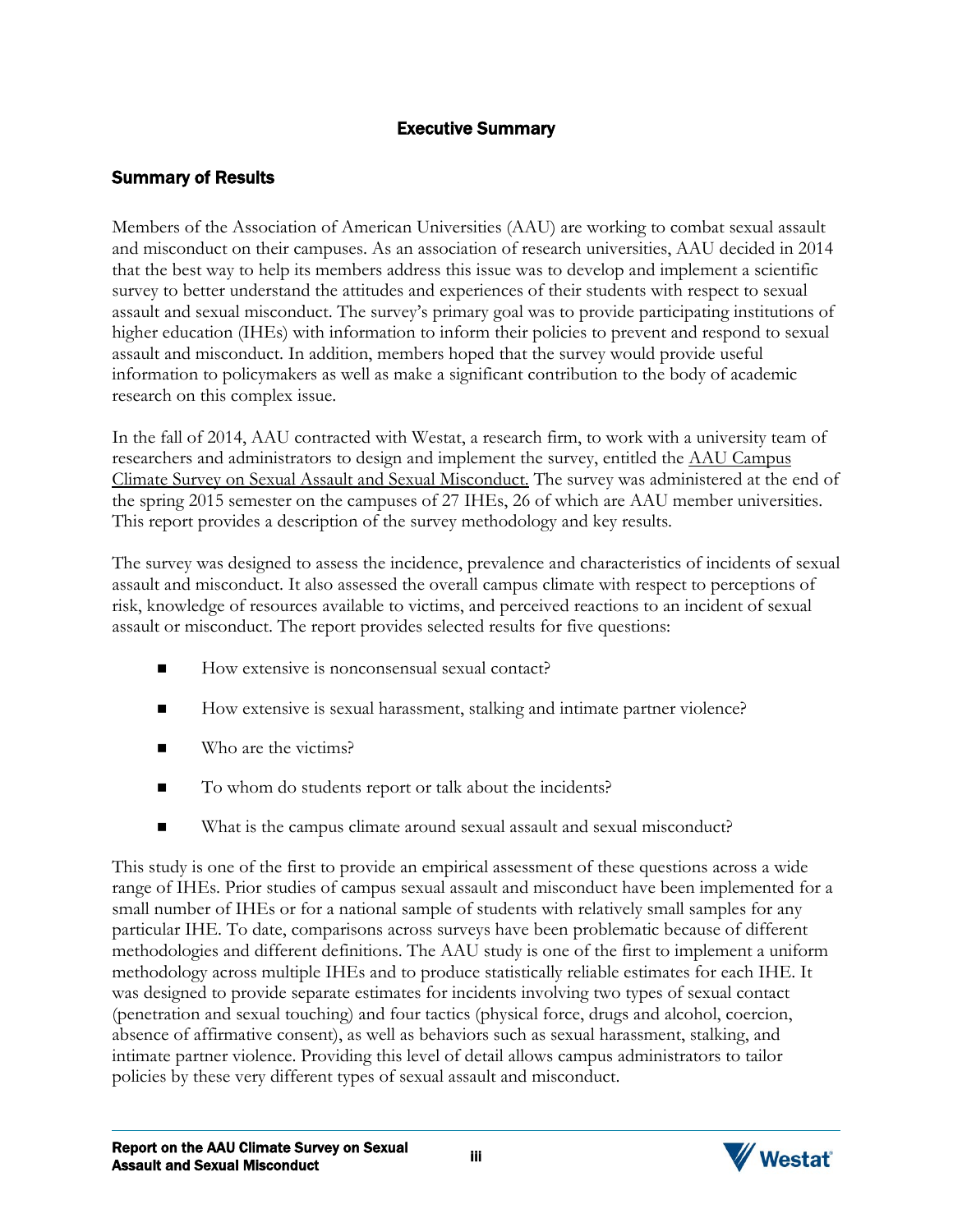# Executive Summary

## Summary of Results

Members of the Association of American Universities (AAU) are working to combat sexual assault and misconduct on their campuses. As an association of research universities, AAU decided in 2014 that the best way to help its members address this issue was to develop and implement a scientific survey to better understand the attitudes and experiences of their students with respect to sexual assault and sexual misconduct. The survey's primary goal was to provide participating institutions of higher education (IHEs) with information to inform their policies to prevent and respond to sexual assault and misconduct. In addition, members hoped that the survey would provide useful information to policymakers as well as make a significant contribution to the body of academic research on this complex issue.

In the fall of 2014, AAU contracted with Westat, a research firm, to work with a university team of researchers and administrators to design and implement the survey, entitled the AAU Campus Climate Survey on Sexual Assault and Sexual Misconduct. The survey was administered at the end of the spring 2015 semester on the campuses of 27 IHEs, 26 of which are AAU member universities. This report provides a description of the survey methodology and key results.

The survey was designed to assess the incidence, prevalence and characteristics of incidents of sexual assault and misconduct. It also assessed the overall campus climate with respect to perceptions of risk, knowledge of resources available to victims, and perceived reactions to an incident of sexual assault or misconduct. The report provides selected results for five questions:

- How extensive is nonconsensual sexual contact?
- How extensive is sexual harassment, stalking and intimate partner violence?
- Who are the victims?
- To whom do students report or talk about the incidents?
- What is the campus climate around sexual assault and sexual misconduct?

This study is one of the first to provide an empirical assessment of these questions across a wide range of IHEs. Prior studies of campus sexual assault and misconduct have been implemented for a small number of IHEs or for a national sample of students with relatively small samples for any particular IHE. To date, comparisons across surveys have been problematic because of different methodologies and different definitions. The AAU study is one of the first to implement a uniform methodology across multiple IHEs and to produce statistically reliable estimates for each IHE. It was designed to provide separate estimates for incidents involving two types of sexual contact (penetration and sexual touching) and four tactics (physical force, drugs and alcohol, coercion, absence of affirmative consent), as well as behaviors such as sexual harassment, stalking, and intimate partner violence. Providing this level of detail allows campus administrators to tailor policies by these very different types of sexual assault and misconduct.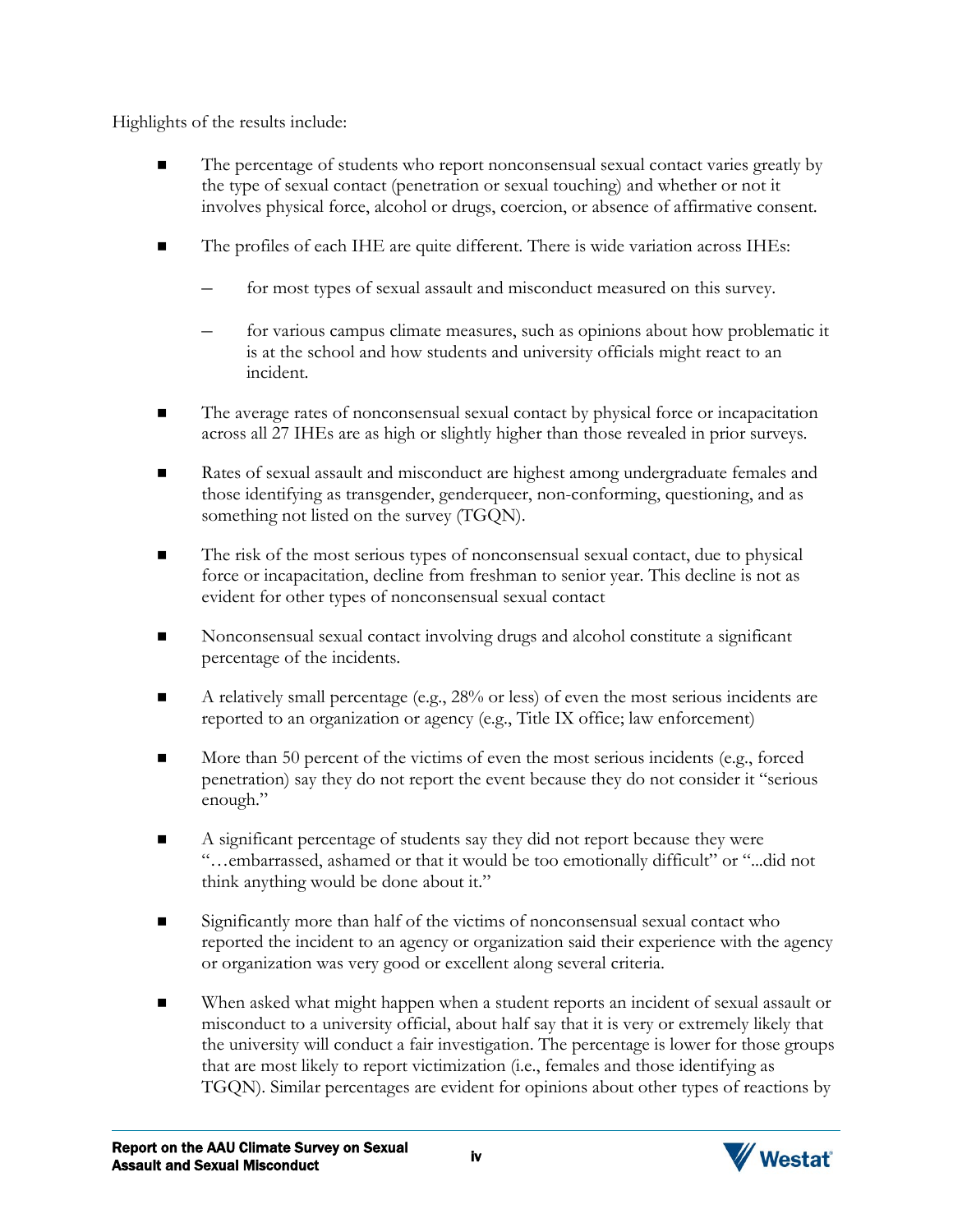Highlights of the results include:

- The percentage of students who report nonconsensual sexual contact varies greatly by the type of sexual contact (penetration or sexual touching) and whether or not it involves physical force, alcohol or drugs, coercion, or absence of affirmative consent.

- The profiles of each IHE are quite different. There is wide variation across IHEs:

  – for most types of sexual assault and misconduct measured on this survey.

  – for various campus climate measures, such as opinions about how problematic it is at the school and how students and university officials might react to an incident.

- The average rates of nonconsensual sexual contact by physical force or incapacitation across all 27 IHEs are as high or slightly higher than those revealed in prior surveys.

- Rates of sexual assault and misconduct are highest among undergraduate females and those identifying as transgender, genderqueer, non-conforming, questioning, and as something not listed on the survey (TGQN).

- The risk of the most serious types of nonconsensual sexual contact, due to physical force or incapacitation, decline from freshman to senior year. This decline is not as evident for other types of nonconsensual sexual contact

- Nonconsensual sexual contact involving drugs and alcohol constitute a significant percentage of the incidents.

- A relatively small percentage (e.g., 28% or less) of even the most serious incidents are reported to an organization or agency (e.g., Title IX office; law enforcement)

- More than 50 percent of the victims of even the most serious incidents (e.g., forced penetration) say they do not report the event because they do not consider it "serious enough."

- A significant percentage of students say they did not report because they were "…embarrassed, ashamed or that it would be too emotionally difficult" or "...did not think anything would be done about it."

- Significantly more than half of the victims of nonconsensual sexual contact who reported the incident to an agency or organization said their experience with the agency or organization was very good or excellent along several criteria.

- When asked what might happen when a student reports an incident of sexual assault or misconduct to a university official, about half say that it is very or extremely likely that the university will conduct a fair investigation. The percentage is lower for those groups that are most likely to report victimization (i.e., females and those identifying as TGQN). Similar percentages are evident for opinions about other types of reactions by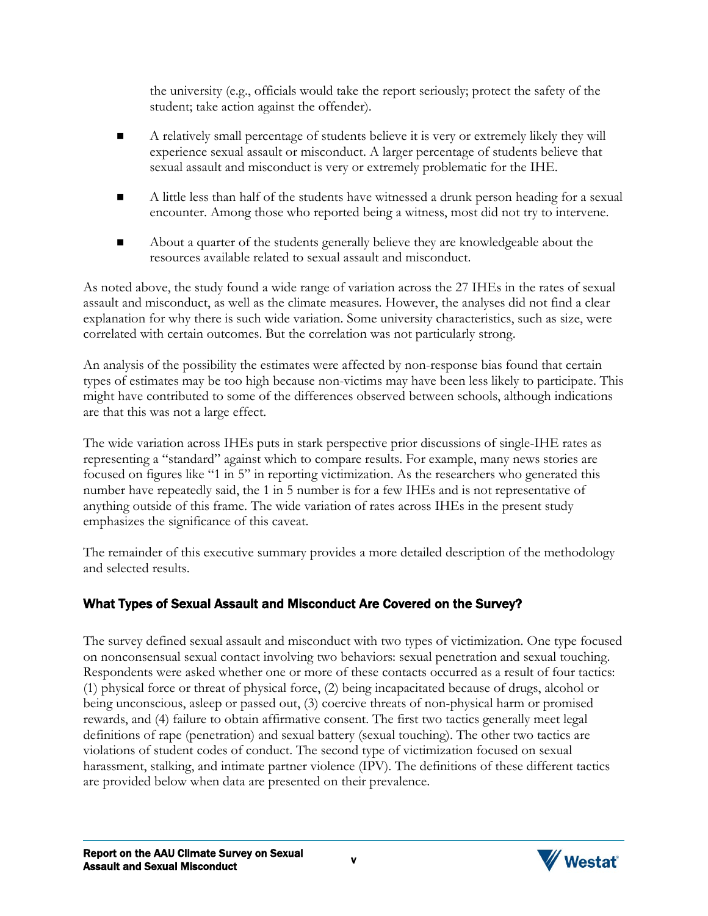the university (e.g., officials would take the report seriously; protect the safety of the student; take action against the offender).

- A relatively small percentage of students believe it is very or extremely likely they will experience sexual assault or misconduct. A larger percentage of students believe that sexual assault and misconduct is very or extremely problematic for the IHE.
- A little less than half of the students have witnessed a drunk person heading for a sexual encounter. Among those who reported being a witness, most did not try to intervene.
- About a quarter of the students generally believe they are knowledgeable about the resources available related to sexual assault and misconduct.

As noted above, the study found a wide range of variation across the 27 IHEs in the rates of sexual assault and misconduct, as well as the climate measures. However, the analyses did not find a clear explanation for why there is such wide variation. Some university characteristics, such as size, were correlated with certain outcomes. But the correlation was not particularly strong.

An analysis of the possibility the estimates were affected by non-response bias found that certain types of estimates may be too high because non-victims may have been less likely to participate. This might have contributed to some of the differences observed between schools, although indications are that this was not a large effect.

The wide variation across IHEs puts in stark perspective prior discussions of single-IHE rates as representing a "standard" against which to compare results. For example, many news stories are focused on figures like "1 in 5" in reporting victimization. As the researchers who generated this number have repeatedly said, the 1 in 5 number is for a few IHEs and is not representative of anything outside of this frame. The wide variation of rates across IHEs in the present study emphasizes the significance of this caveat.

The remainder of this executive summary provides a more detailed description of the methodology and selected results.

## What Types of Sexual Assault and Misconduct Are Covered on the Survey?

The survey defined sexual assault and misconduct with two types of victimization. One type focused on nonconsensual sexual contact involving two behaviors: sexual penetration and sexual touching. Respondents were asked whether one or more of these contacts occurred as a result of four tactics: (1) physical force or threat of physical force, (2) being incapacitated because of drugs, alcohol or being unconscious, asleep or passed out, (3) coercive threats of non-physical harm or promised rewards, and (4) failure to obtain affirmative consent. The first two tactics generally meet legal definitions of rape (penetration) and sexual battery (sexual touching). The other two tactics are violations of student codes of conduct. The second type of victimization focused on sexual harassment, stalking, and intimate partner violence (IPV). The definitions of these different tactics are provided below when data are presented on their prevalence.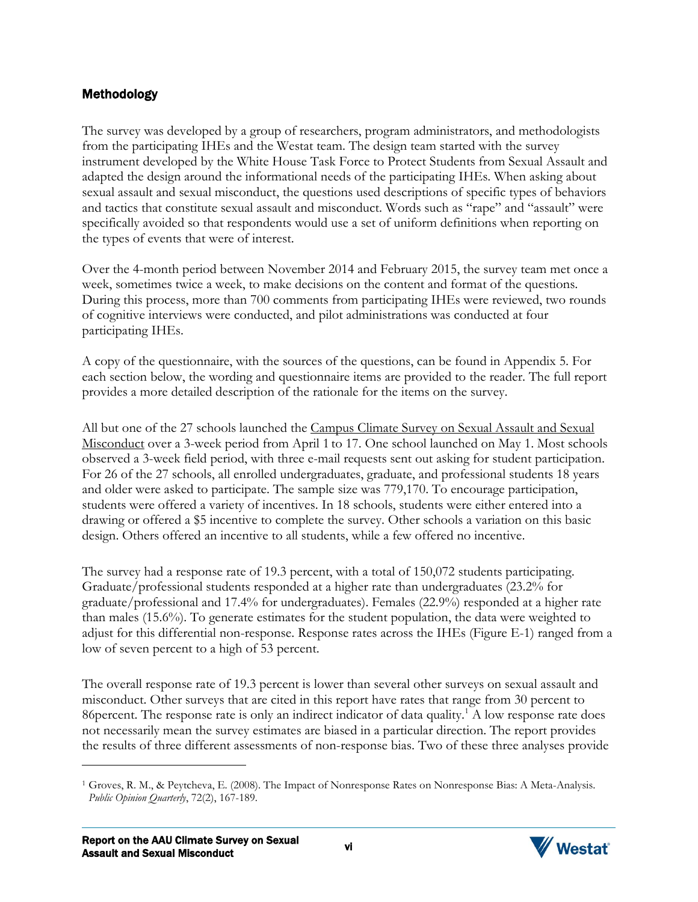## Methodology

The survey was developed by a group of researchers, program administrators, and methodologists from the participating IHEs and the Westat team. The design team started with the survey instrument developed by the White House Task Force to Protect Students from Sexual Assault and adapted the design around the informational needs of the participating IHEs. When asking about sexual assault and sexual misconduct, the questions used descriptions of specific types of behaviors and tactics that constitute sexual assault and misconduct. Words such as "rape" and "assault" were specifically avoided so that respondents would use a set of uniform definitions when reporting on the types of events that were of interest.

Over the 4-month period between November 2014 and February 2015, the survey team met once a week, sometimes twice a week, to make decisions on the content and format of the questions. During this process, more than 700 comments from participating IHEs were reviewed, two rounds of cognitive interviews were conducted, and pilot administrations was conducted at four participating IHEs.

A copy of the questionnaire, with the sources of the questions, can be found in Appendix 5. For each section below, the wording and questionnaire items are provided to the reader. The full report provides a more detailed description of the rationale for the items on the survey.

All but one of the 27 schools launched the Campus Climate Survey on Sexual Assault and Sexual Misconduct over a 3-week period from April 1 to 17. One school launched on May 1. Most schools observed a 3-week field period, with three e-mail requests sent out asking for student participation. For 26 of the 27 schools, all enrolled undergraduates, graduate, and professional students 18 years and older were asked to participate. The sample size was 779,170. To encourage participation, students were offered a variety of incentives. In 18 schools, students were either entered into a drawing or offered a $5 incentive to complete the survey. Other schools a variation on this basic design. Others offered an incentive to all students, while a few offered no incentive.

The survey had a response rate of 19.3 percent, with a total of 150,072 students participating. Graduate/professional students responded at a higher rate than undergraduates (23.2% for graduate/professional and 17.4% for undergraduates). Females (22.9%) responded at a higher rate than males (15.6%). To generate estimates for the student population, the data were weighted to adjust for this differential non-response. Response rates across the IHEs (Figure E-1) ranged from a low of seven percent to a high of 53 percent.

The overall response rate of 19.3 percent is lower than several other surveys on sexual assault and misconduct. Other surveys that are cited in this report have rates that range from 30 percent to 86percent. The response rate is only an indirect indicator of data quality.[1] A low response rate does not necessarily mean the survey estimates are biased in a particular direction. The report provides the results of three different assessments of non-response bias. Two of these three analyses provide

[1] Groves, R. M., & Peytcheva, E. (2008). The Impact of Nonresponse Rates on Nonresponse Bias: A Meta-Analysis. *Public Opinion Quarterly*, 72(2), 167-189.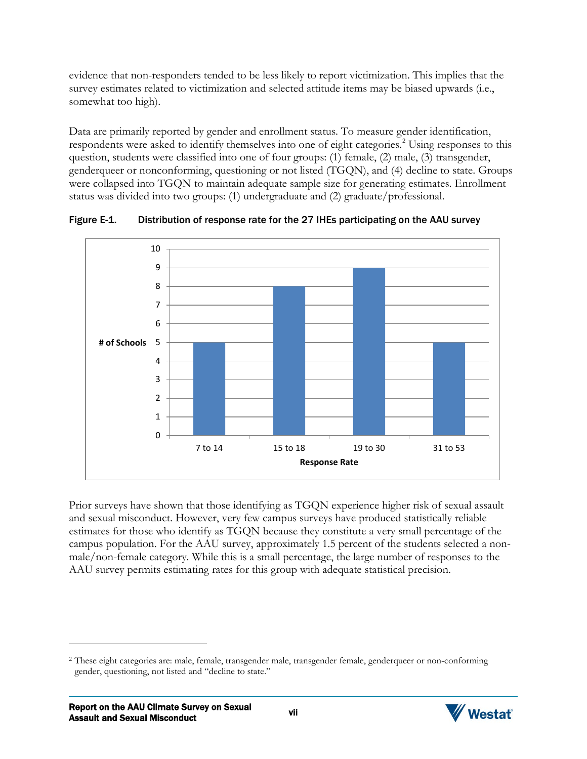evidence that non-responders tended to be less likely to report victimization. This implies that the survey estimates related to victimization and selected attitude items may be biased upwards (i.e., somewhat too high).

Data are primarily reported by gender and enrollment status. To measure gender identification, respondents were asked to identify themselves into one of eight categories.[2] Using responses to this question, students were classified into one of four groups: (1) female, (2) male, (3) transgender, genderqueer or nonconforming, questioning or not listed (TGQN), and (4) decline to state. Groups were collapsed into TGQN to maintain adequate sample size for generating estimates. Enrollment status was divided into two groups: (1) undergraduate and (2) graduate/professional.

**Figure E-1. Distribution of response rate for the 27 IHEs participating on the AAU survey**

| Response Rate | # of Schools |
|---|---|
| 7 to 14 | 5 |
| 15 to 18 | 8 |
| 19 to 30 | 9 |
| 31 to 53 | 5 |

Prior surveys have shown that those identifying as TGQN experience higher risk of sexual assault and sexual misconduct. However, very few campus surveys have produced statistically reliable estimates for those who identify as TGQN because they constitute a very small percentage of the campus population. For the AAU survey, approximately 1.5 percent of the students selected a non-male/non-female category. While this is a small percentage, the large number of responses to the AAU survey permits estimating rates for this group with adequate statistical precision.

---

[2] These eight categories are: male, female, transgender male, transgender female, genderqueer or non-conforming gender, questioning, not listed and "decline to state."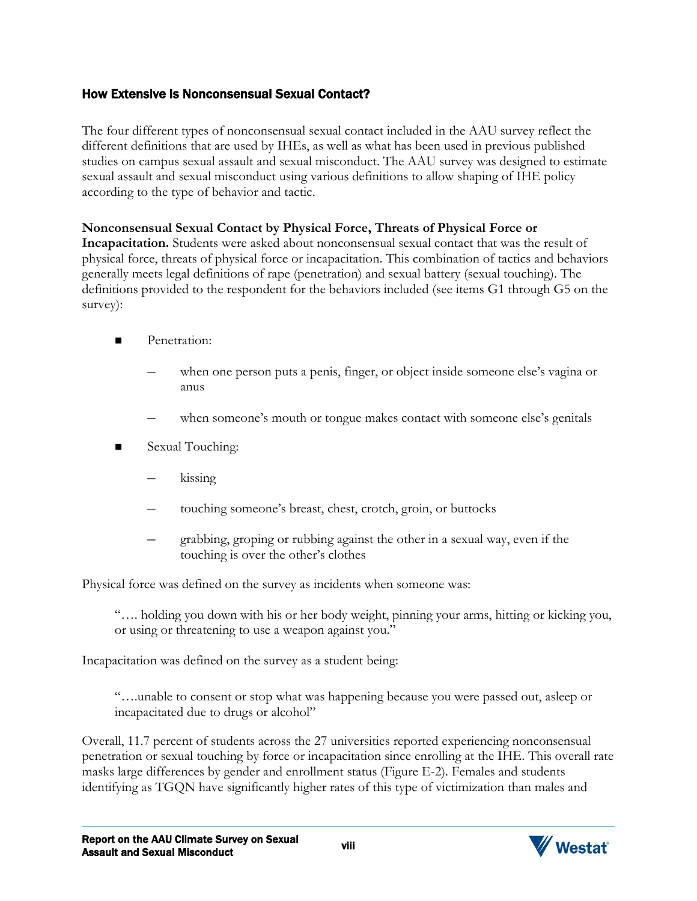### How Extensive is Nonconsensual Sexual Contact?

The four different types of nonconsensual sexual contact included in the AAU survey reflect the different definitions that are used by IHEs, as well as what has been used in previous published studies on campus sexual assault and sexual misconduct. The AAU survey was designed to estimate sexual assault and sexual misconduct using various definitions to allow shaping of IHE policy according to the type of behavior and tactic.

**Nonconsensual Sexual Contact by Physical Force, Threats of Physical Force or Incapacitation.** Students were asked about nonconsensual sexual contact that was the result of physical force, threats of physical force or incapacitation. This combination of tactics and behaviors generally meets legal definitions of rape (penetration) and sexual battery (sexual touching). The definitions provided to the respondent for the behaviors included (see items G1 through G5 on the survey):

- Penetration:
  - when one person puts a penis, finger, or object inside someone else's vagina or anus
  - when someone's mouth or tongue makes contact with someone else's genitals
- Sexual Touching:
  - kissing
  - touching someone's breast, chest, crotch, groin, or buttocks
  - grabbing, groping or rubbing against the other in a sexual way, even if the touching is over the other's clothes

Physical force was defined on the survey as incidents when someone was:

> "…. holding you down with his or her body weight, pinning your arms, hitting or kicking you, or using or threatening to use a weapon against you."

Incapacitation was defined on the survey as a student being:

> "….unable to consent or stop what was happening because you were passed out, asleep or incapacitated due to drugs or alcohol"

Overall, 11.7 percent of students across the 27 universities reported experiencing nonconsensual penetration or sexual touching by force or incapacitation since enrolling at the IHE. This overall rate masks large differences by gender and enrollment status (Figure E-2). Females and students identifying as TGQN have significantly higher rates of this type of victimization than males and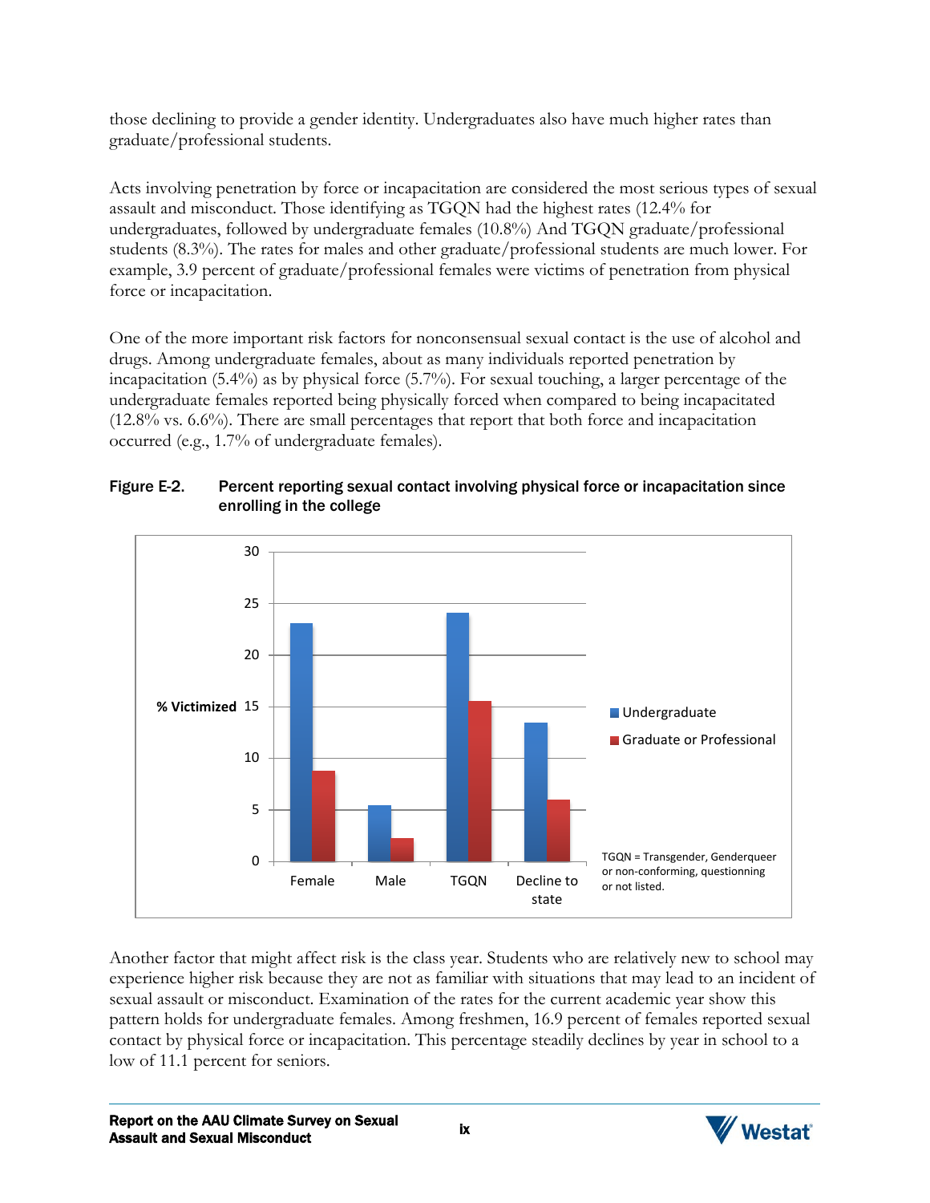those declining to provide a gender identity. Undergraduates also have much higher rates than graduate/professional students.

Acts involving penetration by force or incapacitation are considered the most serious types of sexual assault and misconduct. Those identifying as TGQN had the highest rates (12.4% for undergraduates, followed by undergraduate females (10.8%) And TGQN graduate/professional students (8.3%). The rates for males and other graduate/professional students are much lower. For example, 3.9 percent of graduate/professional females were victims of penetration from physical force or incapacitation.

One of the more important risk factors for nonconsensual sexual contact is the use of alcohol and drugs. Among undergraduate females, about as many individuals reported penetration by incapacitation (5.4%) as by physical force (5.7%). For sexual touching, a larger percentage of the undergraduate females reported being physically forced when compared to being incapacitated (12.8% vs. 6.6%). There are small percentages that report that both force and incapacitation occurred (e.g., 1.7% of undergraduate females).

**Figure E-2. Percent reporting sexual contact involving physical force or incapacitation since enrolling in the college**

TGQN = Transgender, Genderqueer or non-conforming, questionning or not listed.

Another factor that might affect risk is the class year. Students who are relatively new to school may experience higher risk because they are not as familiar with situations that may lead to an incident of sexual assault or misconduct. Examination of the rates for the current academic year show this pattern holds for undergraduate females. Among freshmen, 16.9 percent of females reported sexual contact by physical force or incapacitation. This percentage steadily declines by year in school to a low of 11.1 percent for seniors.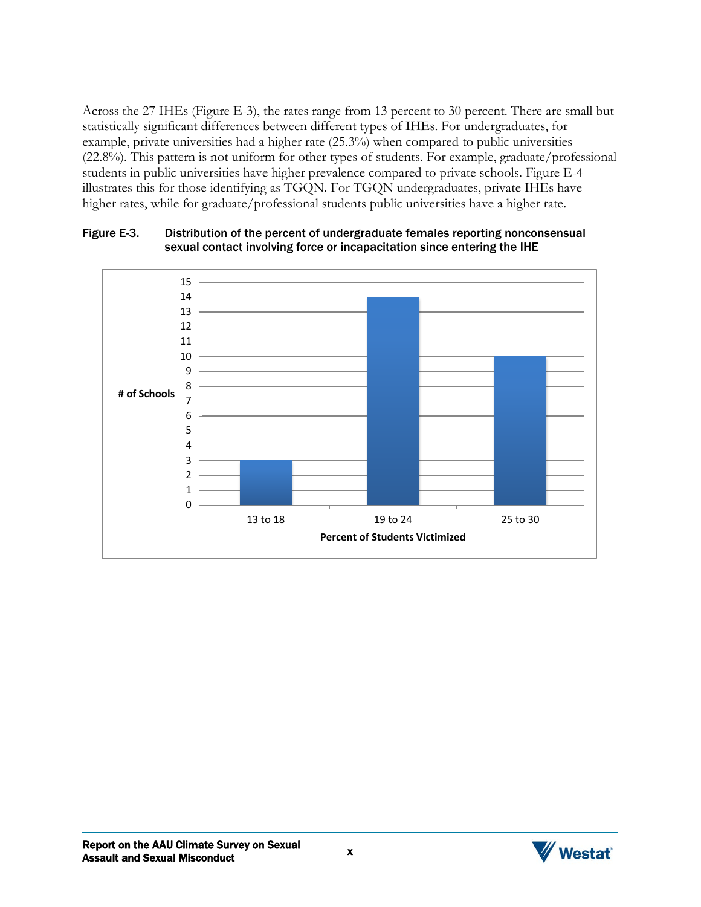Across the 27 IHEs (Figure E-3), the rates range from 13 percent to 30 percent. There are small but statistically significant differences between different types of IHEs. For undergraduates, for example, private universities had a higher rate (25.3%) when compared to public universities (22.8%). This pattern is not uniform for other types of students. For example, graduate/professional students in public universities have higher prevalence compared to private schools. Figure E-4 illustrates this for those identifying as TGQN. For TGQN undergraduates, private IHEs have higher rates, while for graduate/professional students public universities have a higher rate.

**Figure E-3.** Distribution of the percent of undergraduate females reporting nonconsensual sexual contact involving force or incapacitation since entering the IHE

| Percent of Students Victimized | # of Schools |
|---|---|
| 13 to 18 | 3 |
| 19 to 24 | 14 |
| 25 to 30 | 10 |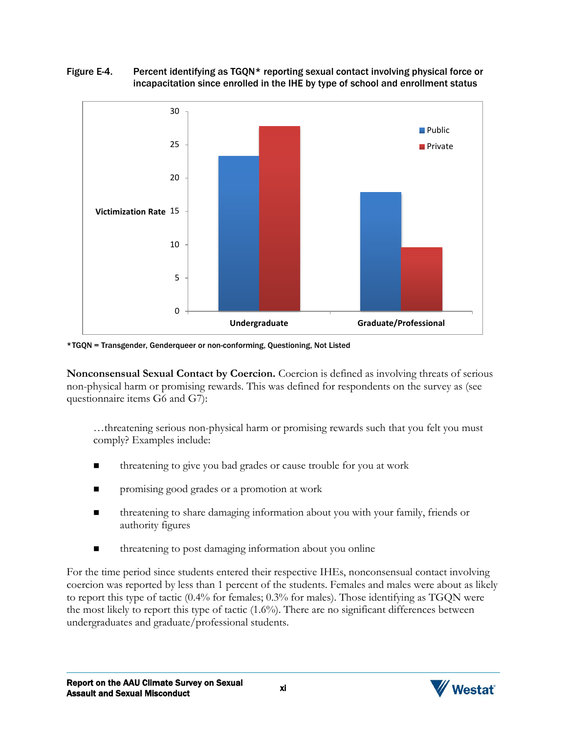Figure E-4. Percent identifying as TGQN* reporting sexual contact involving physical force or incapacitation since enrolled in the IHE by type of school and enrollment status

*TGQN = Transgender, Genderqueer or non-conforming, Questioning, Not Listed

**Nonconsensual Sexual Contact by Coercion.** Coercion is defined as involving threats of serious non-physical harm or promising rewards. This was defined for respondents on the survey as (see questionnaire items G6 and G7):

> …threatening serious non-physical harm or promising rewards such that you felt you must comply? Examples include:
>
> - threatening to give you bad grades or cause trouble for you at work
> - promising good grades or a promotion at work
> - threatening to share damaging information about you with your family, friends or authority figures
> - threatening to post damaging information about you online

For the time period since students entered their respective IHEs, nonconsensual contact involving coercion was reported by less than 1 percent of the students. Females and males were about as likely to report this type of tactic (0.4% for females; 0.3% for males). Those identifying as TGQN were the most likely to report this type of tactic (1.6%). There are no significant differences between undergraduates and graduate/professional students.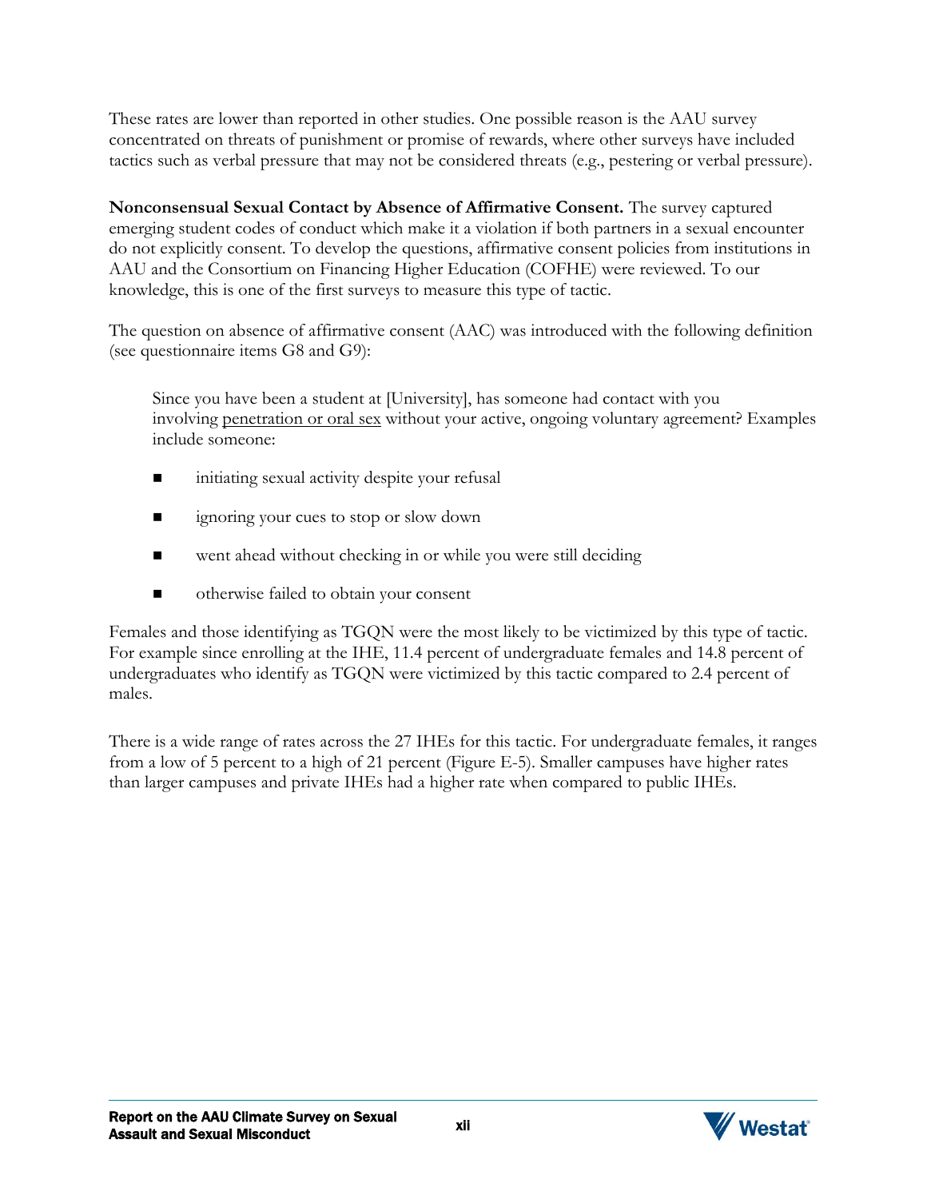These rates are lower than reported in other studies. One possible reason is the AAU survey concentrated on threats of punishment or promise of rewards, where other surveys have included tactics such as verbal pressure that may not be considered threats (e.g., pestering or verbal pressure).

**Nonconsensual Sexual Contact by Absence of Affirmative Consent.** The survey captured emerging student codes of conduct which make it a violation if both partners in a sexual encounter do not explicitly consent. To develop the questions, affirmative consent policies from institutions in AAU and the Consortium on Financing Higher Education (COFHE) were reviewed. To our knowledge, this is one of the first surveys to measure this type of tactic.

The question on absence of affirmative consent (AAC) was introduced with the following definition (see questionnaire items G8 and G9):

> Since you have been a student at [University], has someone had contact with you involving <u>penetration or oral sex</u> without your active, ongoing voluntary agreement? Examples include someone:
>
> - initiating sexual activity despite your refusal
> - ignoring your cues to stop or slow down
> - went ahead without checking in or while you were still deciding
> - otherwise failed to obtain your consent

Females and those identifying as TGQN were the most likely to be victimized by this type of tactic. For example since enrolling at the IHE, 11.4 percent of undergraduate females and 14.8 percent of undergraduates who identify as TGQN were victimized by this tactic compared to 2.4 percent of males.

There is a wide range of rates across the 27 IHEs for this tactic. For undergraduate females, it ranges from a low of 5 percent to a high of 21 percent (Figure E-5). Smaller campuses have higher rates than larger campuses and private IHEs had a higher rate when compared to public IHEs.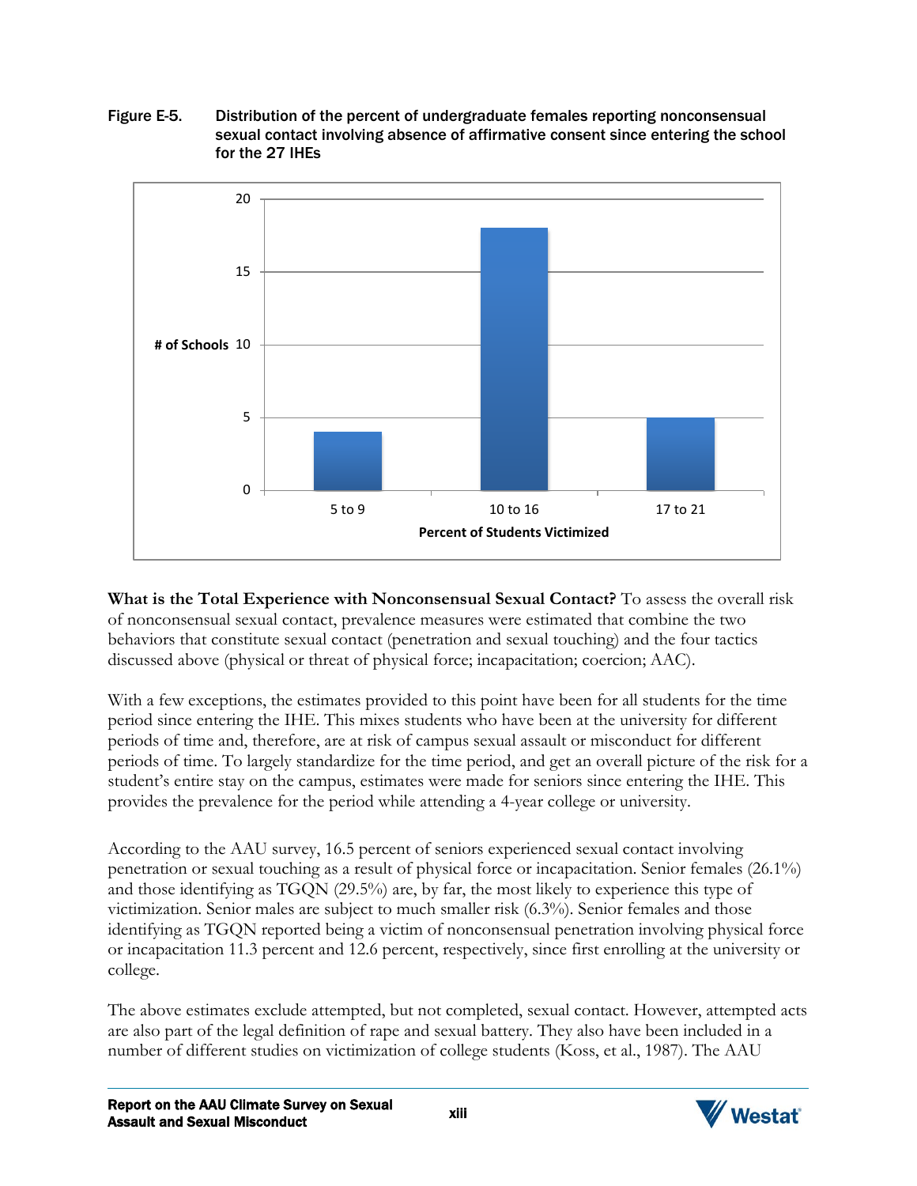Figure E-5. Distribution of the percent of undergraduate females reporting nonconsensual sexual contact involving absence of affirmative consent since entering the school for the 27 IHEs

| Percent of Students Victimized | # of Schools |
| --- | --- |
| 5 to 9 | 4 |
| 10 to 16 | 18 |
| 17 to 21 | 5 |

**What is the Total Experience with Nonconsensual Sexual Contact?** To assess the overall risk of nonconsensual sexual contact, prevalence measures were estimated that combine the two behaviors that constitute sexual contact (penetration and sexual touching) and the four tactics discussed above (physical or threat of physical force; incapacitation; coercion; AAC).

With a few exceptions, the estimates provided to this point have been for all students for the time period since entering the IHE. This mixes students who have been at the university for different periods of time and, therefore, are at risk of campus sexual assault or misconduct for different periods of time. To largely standardize for the time period, and get an overall picture of the risk for a student's entire stay on the campus, estimates were made for seniors since entering the IHE. This provides the prevalence for the period while attending a 4-year college or university.

According to the AAU survey, 16.5 percent of seniors experienced sexual contact involving penetration or sexual touching as a result of physical force or incapacitation. Senior females (26.1%) and those identifying as TGQN (29.5%) are, by far, the most likely to experience this type of victimization. Senior males are subject to much smaller risk (6.3%). Senior females and those identifying as TGQN reported being a victim of nonconsensual penetration involving physical force or incapacitation 11.3 percent and 12.6 percent, respectively, since first enrolling at the university or college.

The above estimates exclude attempted, but not completed, sexual contact. However, attempted acts are also part of the legal definition of rape and sexual battery. They also have been included in a number of different studies on victimization of college students (Koss, et al., 1987). The AAU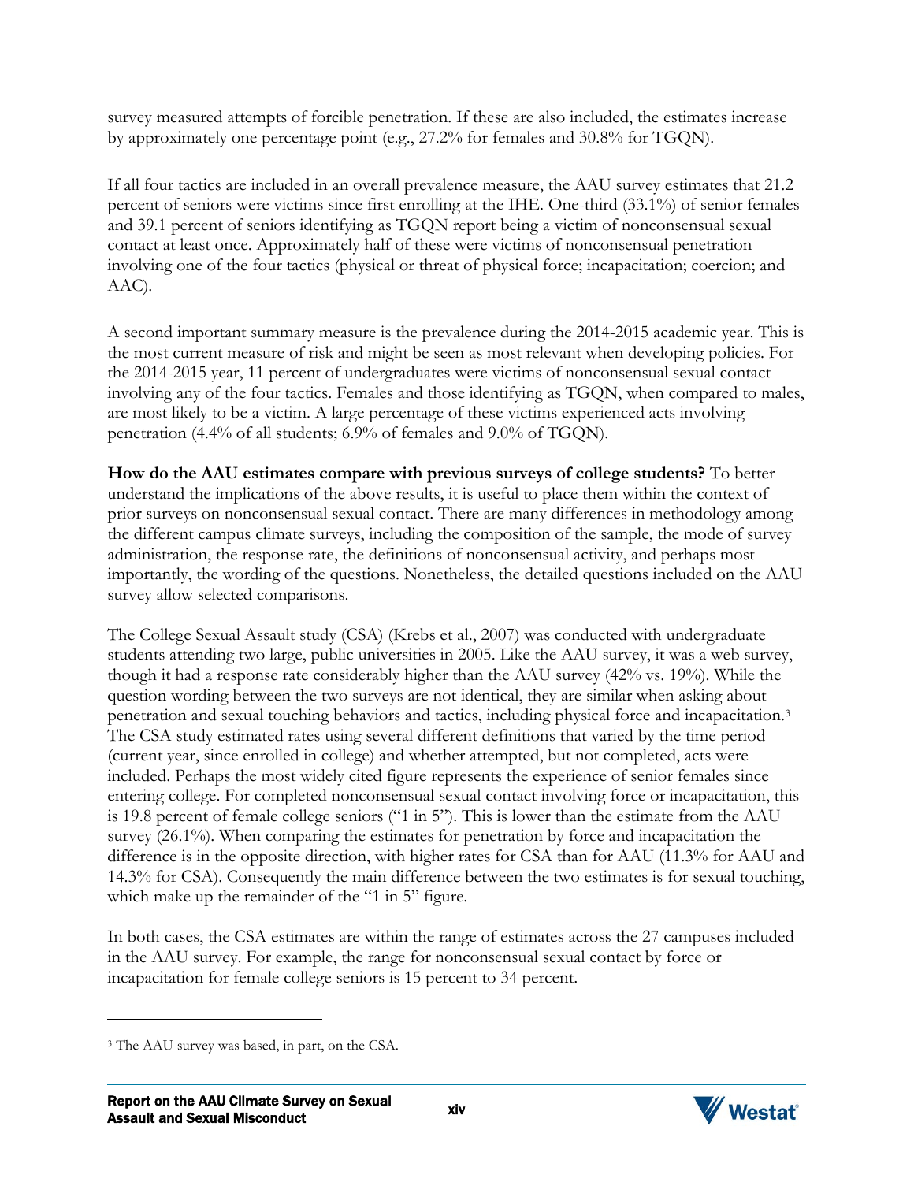survey measured attempts of forcible penetration. If these are also included, the estimates increase by approximately one percentage point (e.g., 27.2% for females and 30.8% for TGQN).

If all four tactics are included in an overall prevalence measure, the AAU survey estimates that 21.2 percent of seniors were victims since first enrolling at the IHE. One-third (33.1%) of senior females and 39.1 percent of seniors identifying as TGQN report being a victim of nonconsensual sexual contact at least once. Approximately half of these were victims of nonconsensual penetration involving one of the four tactics (physical or threat of physical force; incapacitation; coercion; and AAC).

A second important summary measure is the prevalence during the 2014-2015 academic year. This is the most current measure of risk and might be seen as most relevant when developing policies. For the 2014-2015 year, 11 percent of undergraduates were victims of nonconsensual sexual contact involving any of the four tactics. Females and those identifying as TGQN, when compared to males, are most likely to be a victim. A large percentage of these victims experienced acts involving penetration (4.4% of all students; 6.9% of females and 9.0% of TGQN).

**How do the AAU estimates compare with previous surveys of college students?** To better understand the implications of the above results, it is useful to place them within the context of prior surveys on nonconsensual sexual contact. There are many differences in methodology among the different campus climate surveys, including the composition of the sample, the mode of survey administration, the response rate, the definitions of nonconsensual activity, and perhaps most importantly, the wording of the questions. Nonetheless, the detailed questions included on the AAU survey allow selected comparisons.

The College Sexual Assault study (CSA) (Krebs et al., 2007) was conducted with undergraduate students attending two large, public universities in 2005. Like the AAU survey, it was a web survey, though it had a response rate considerably higher than the AAU survey (42% vs. 19%). While the question wording between the two surveys are not identical, they are similar when asking about penetration and sexual touching behaviors and tactics, including physical force and incapacitation.[3] The CSA study estimated rates using several different definitions that varied by the time period (current year, since enrolled in college) and whether attempted, but not completed, acts were included. Perhaps the most widely cited figure represents the experience of senior females since entering college. For completed nonconsensual sexual contact involving force or incapacitation, this is 19.8 percent of female college seniors ("1 in 5"). This is lower than the estimate from the AAU survey (26.1%). When comparing the estimates for penetration by force and incapacitation the difference is in the opposite direction, with higher rates for CSA than for AAU (11.3% for AAU and 14.3% for CSA). Consequently the main difference between the two estimates is for sexual touching, which make up the remainder of the "1 in 5" figure.

In both cases, the CSA estimates are within the range of estimates across the 27 campuses included in the AAU survey. For example, the range for nonconsensual sexual contact by force or incapacitation for female college seniors is 15 percent to 34 percent.

---

[3] The AAU survey was based, in part, on the CSA.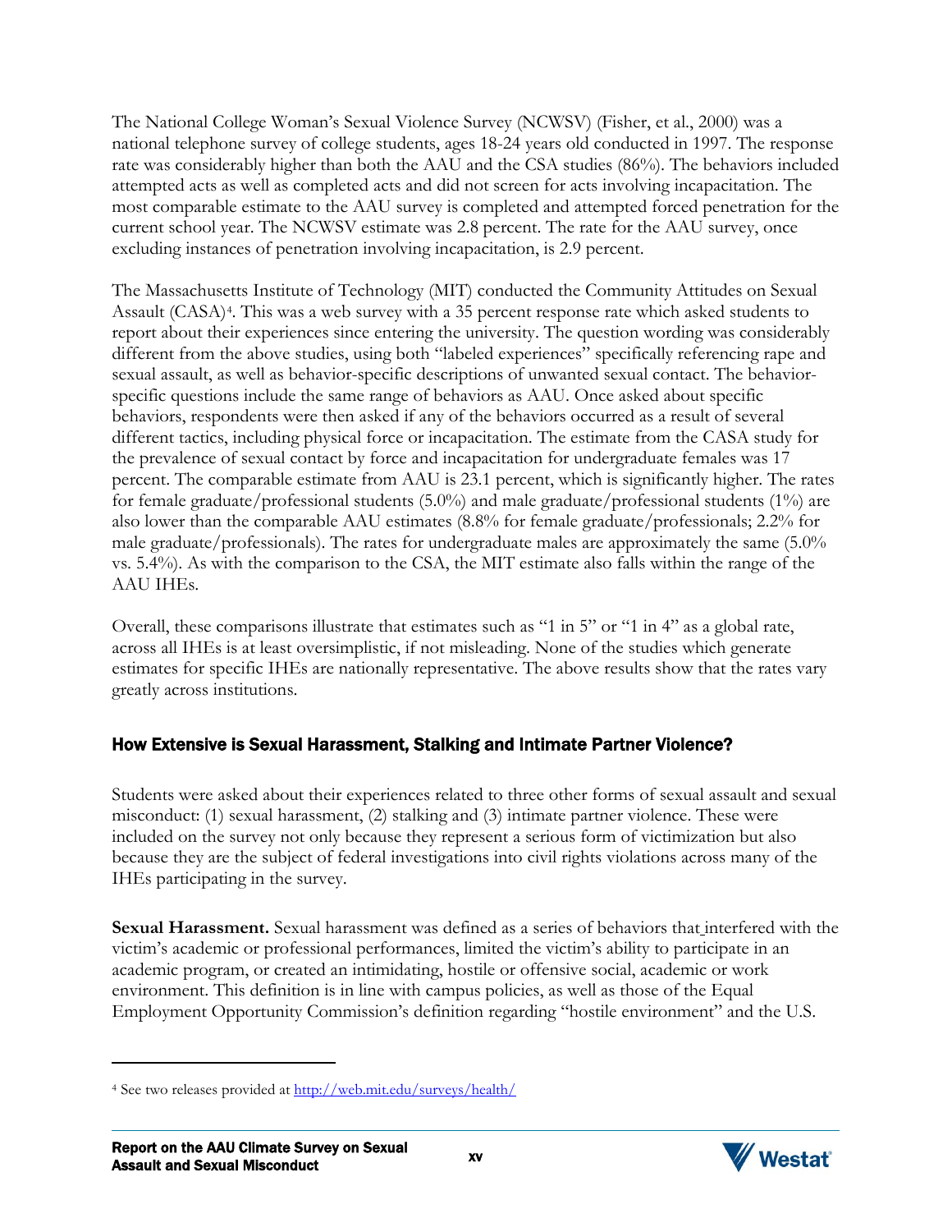The National College Woman's Sexual Violence Survey (NCWSV) (Fisher, et al., 2000) was a national telephone survey of college students, ages 18-24 years old conducted in 1997. The response rate was considerably higher than both the AAU and the CSA studies (86%). The behaviors included attempted acts as well as completed acts and did not screen for acts involving incapacitation. The most comparable estimate to the AAU survey is completed and attempted forced penetration for the current school year. The NCWSV estimate was 2.8 percent. The rate for the AAU survey, once excluding instances of penetration involving incapacitation, is 2.9 percent.

The Massachusetts Institute of Technology (MIT) conducted the Community Attitudes on Sexual Assault (CASA)[4]. This was a web survey with a 35 percent response rate which asked students to report about their experiences since entering the university. The question wording was considerably different from the above studies, using both "labeled experiences" specifically referencing rape and sexual assault, as well as behavior-specific descriptions of unwanted sexual contact. The behavior-specific questions include the same range of behaviors as AAU. Once asked about specific behaviors, respondents were then asked if any of the behaviors occurred as a result of several different tactics, including physical force or incapacitation. The estimate from the CASA study for the prevalence of sexual contact by force and incapacitation for undergraduate females was 17 percent. The comparable estimate from AAU is 23.1 percent, which is significantly higher. The rates for female graduate/professional students (5.0%) and male graduate/professional students (1%) are also lower than the comparable AAU estimates (8.8% for female graduate/professionals; 2.2% for male graduate/professionals). The rates for undergraduate males are approximately the same (5.0% vs. 5.4%). As with the comparison to the CSA, the MIT estimate also falls within the range of the AAU IHEs.

Overall, these comparisons illustrate that estimates such as "1 in 5" or "1 in 4" as a global rate, across all IHEs is at least oversimplistic, if not misleading. None of the studies which generate estimates for specific IHEs are nationally representative. The above results show that the rates vary greatly across institutions.

## How Extensive is Sexual Harassment, Stalking and Intimate Partner Violence?

Students were asked about their experiences related to three other forms of sexual assault and sexual misconduct: (1) sexual harassment, (2) stalking and (3) intimate partner violence. These were included on the survey not only because they represent a serious form of victimization but also because they are the subject of federal investigations into civil rights violations across many of the IHEs participating in the survey.

**Sexual Harassment.** Sexual harassment was defined as a series of behaviors that interfered with the victim's academic or professional performances, limited the victim's ability to participate in an academic program, or created an intimidating, hostile or offensive social, academic or work environment. This definition is in line with campus policies, as well as those of the Equal Employment Opportunity Commission's definition regarding "hostile environment" and the U.S.

---

[4] See two releases provided at http://web.mit.edu/surveys/health/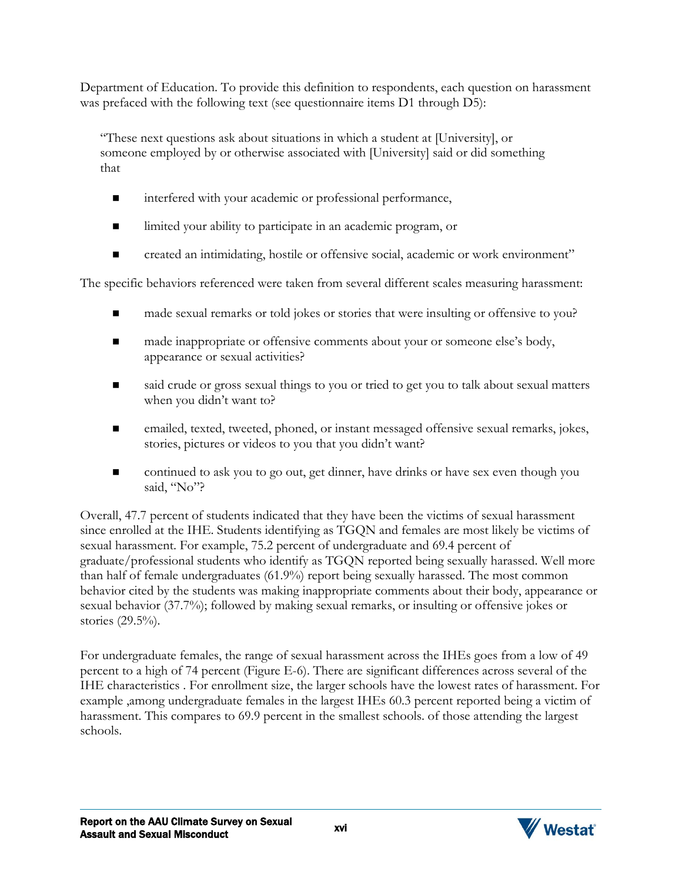Department of Education. To provide this definition to respondents, each question on harassment was prefaced with the following text (see questionnaire items D1 through D5):

> "These next questions ask about situations in which a student at [University], or someone employed by or otherwise associated with [University] said or did something that
>
> - interfered with your academic or professional performance,
> - limited your ability to participate in an academic program, or
> - created an intimidating, hostile or offensive social, academic or work environment"

The specific behaviors referenced were taken from several different scales measuring harassment:

- made sexual remarks or told jokes or stories that were insulting or offensive to you?
- made inappropriate or offensive comments about your or someone else's body, appearance or sexual activities?
- said crude or gross sexual things to you or tried to get you to talk about sexual matters when you didn't want to?
- emailed, texted, tweeted, phoned, or instant messaged offensive sexual remarks, jokes, stories, pictures or videos to you that you didn't want?
- continued to ask you to go out, get dinner, have drinks or have sex even though you said, "No"?

Overall, 47.7 percent of students indicated that they have been the victims of sexual harassment since enrolled at the IHE. Students identifying as TGQN and females are most likely be victims of sexual harassment. For example, 75.2 percent of undergraduate and 69.4 percent of graduate/professional students who identify as TGQN reported being sexually harassed. Well more than half of female undergraduates (61.9%) report being sexually harassed. The most common behavior cited by the students was making inappropriate comments about their body, appearance or sexual behavior (37.7%); followed by making sexual remarks, or insulting or offensive jokes or stories (29.5%).

For undergraduate females, the range of sexual harassment across the IHEs goes from a low of 49 percent to a high of 74 percent (Figure E-6). There are significant differences across several of the IHE characteristics . For enrollment size, the larger schools have the lowest rates of harassment. For example ,among undergraduate females in the largest IHEs 60.3 percent reported being a victim of harassment. This compares to 69.9 percent in the smallest schools. of those attending the largest schools.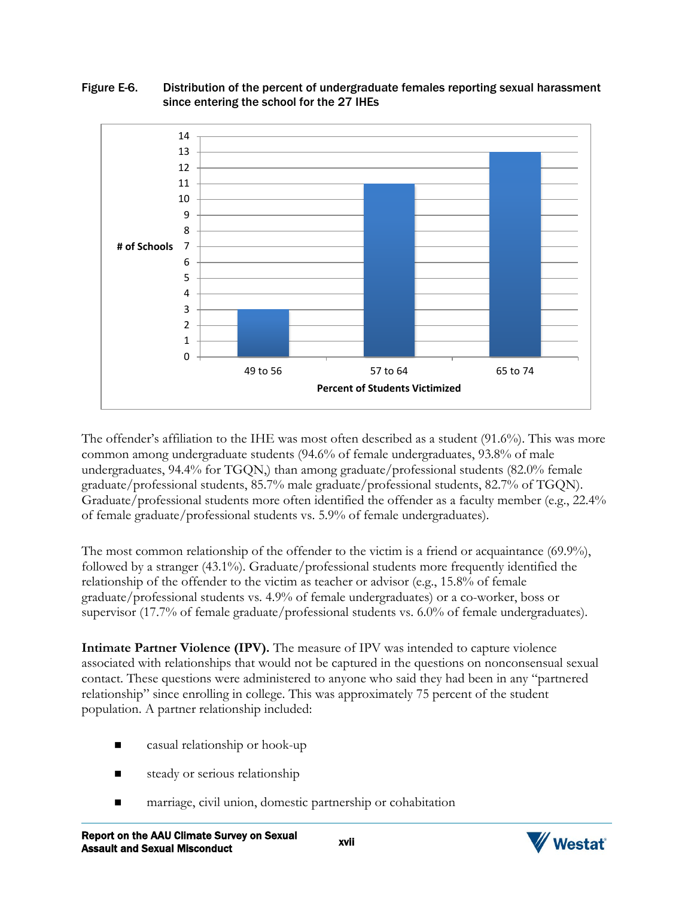Figure E-6. Distribution of the percent of undergraduate females reporting sexual harassment since entering the school for the 27 IHEs

| Percent of Students Victimized | # of Schools |
|---|---|
| 49 to 56 | 3 |
| 57 to 64 | 11 |
| 65 to 74 | 13 |

The offender's affiliation to the IHE was most often described as a student (91.6%). This was more common among undergraduate students (94.6% of female undergraduates, 93.8% of male undergraduates, 94.4% for TGQN,) than among graduate/professional students (82.0% female graduate/professional students, 85.7% male graduate/professional students, 82.7% of TGQN). Graduate/professional students more often identified the offender as a faculty member (e.g., 22.4% of female graduate/professional students vs. 5.9% of female undergraduates).

The most common relationship of the offender to the victim is a friend or acquaintance (69.9%), followed by a stranger (43.1%). Graduate/professional students more frequently identified the relationship of the offender to the victim as teacher or advisor (e.g., 15.8% of female graduate/professional students vs. 4.9% of female undergraduates) or a co-worker, boss or supervisor (17.7% of female graduate/professional students vs. 6.0% of female undergraduates).

**Intimate Partner Violence (IPV).** The measure of IPV was intended to capture violence associated with relationships that would not be captured in the questions on nonconsensual sexual contact. These questions were administered to anyone who said they had been in any "partnered relationship" since enrolling in college. This was approximately 75 percent of the student population. A partner relationship included:

- casual relationship or hook-up
- steady or serious relationship
- marriage, civil union, domestic partnership or cohabitation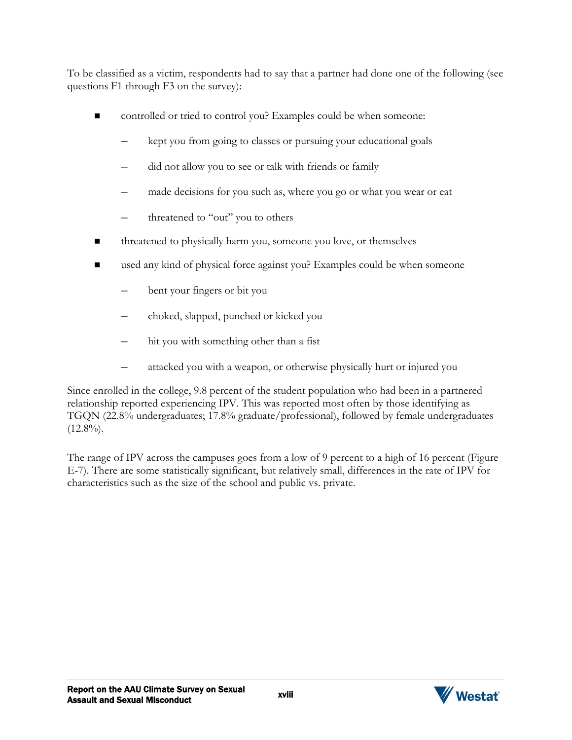To be classified as a victim, respondents had to say that a partner had done one of the following (see questions F1 through F3 on the survey):

- controlled or tried to control you? Examples could be when someone:
  - kept you from going to classes or pursuing your educational goals
  - did not allow you to see or talk with friends or family
  - made decisions for you such as, where you go or what you wear or eat
  - threatened to "out" you to others
- threatened to physically harm you, someone you love, or themselves
- used any kind of physical force against you? Examples could be when someone
  - bent your fingers or bit you
  - choked, slapped, punched or kicked you
  - hit you with something other than a fist
  - attacked you with a weapon, or otherwise physically hurt or injured you

Since enrolled in the college, 9.8 percent of the student population who had been in a partnered relationship reported experiencing IPV. This was reported most often by those identifying as TGQN (22.8% undergraduates; 17.8% graduate/professional), followed by female undergraduates (12.8%).

The range of IPV across the campuses goes from a low of 9 percent to a high of 16 percent (Figure E-7). There are some statistically significant, but relatively small, differences in the rate of IPV for characteristics such as the size of the school and public vs. private.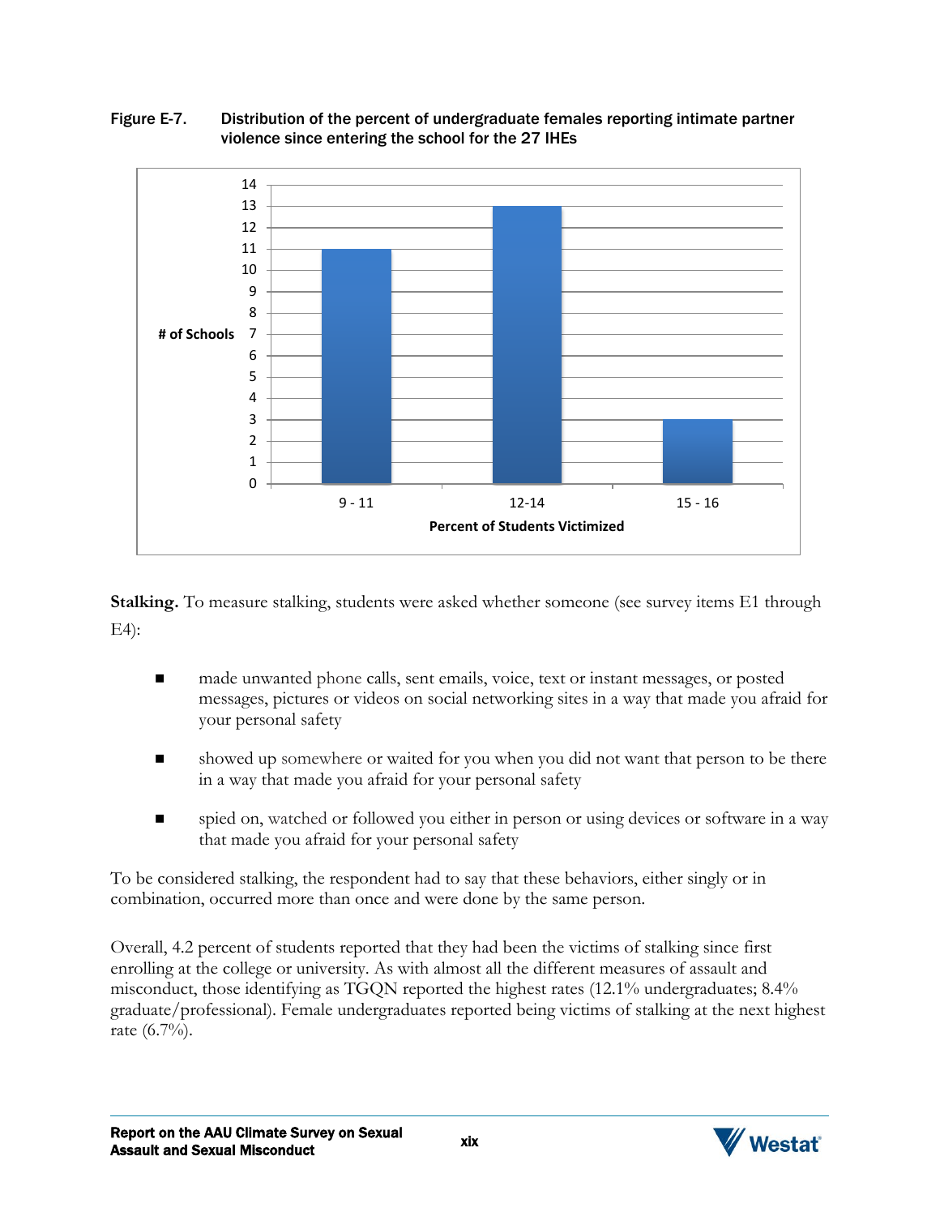Figure E-7. Distribution of the percent of undergraduate females reporting intimate partner violence since entering the school for the 27 IHEs

| Percent of Students Victimized | # of Schools |
|---|---|
| 9 - 11 | 11 |
| 12-14 | 13 |
| 15 - 16 | 3 |

**Stalking.** To measure stalking, students were asked whether someone (see survey items E1 through E4):

- made unwanted phone calls, sent emails, voice, text or instant messages, or posted messages, pictures or videos on social networking sites in a way that made you afraid for your personal safety
- showed up somewhere or waited for you when you did not want that person to be there in a way that made you afraid for your personal safety
- spied on, watched or followed you either in person or using devices or software in a way that made you afraid for your personal safety

To be considered stalking, the respondent had to say that these behaviors, either singly or in combination, occurred more than once and were done by the same person.

Overall, 4.2 percent of students reported that they had been the victims of stalking since first enrolling at the college or university. As with almost all the different measures of assault and misconduct, those identifying as TGQN reported the highest rates (12.1% undergraduates; 8.4% graduate/professional). Female undergraduates reported being victims of stalking at the next highest rate (6.7%).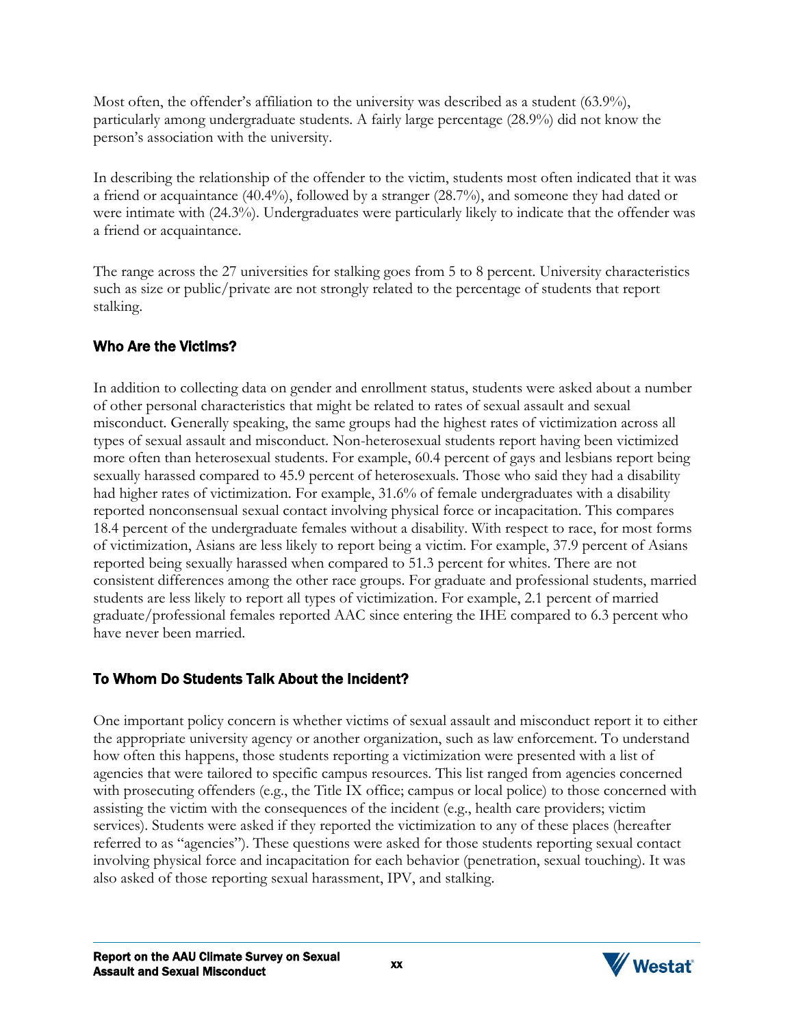Most often, the offender's affiliation to the university was described as a student (63.9%), particularly among undergraduate students. A fairly large percentage (28.9%) did not know the person's association with the university.

In describing the relationship of the offender to the victim, students most often indicated that it was a friend or acquaintance (40.4%), followed by a stranger (28.7%), and someone they had dated or were intimate with (24.3%). Undergraduates were particularly likely to indicate that the offender was a friend or acquaintance.

The range across the 27 universities for stalking goes from 5 to 8 percent. University characteristics such as size or public/private are not strongly related to the percentage of students that report stalking.

## Who Are the Victims?

In addition to collecting data on gender and enrollment status, students were asked about a number of other personal characteristics that might be related to rates of sexual assault and sexual misconduct. Generally speaking, the same groups had the highest rates of victimization across all types of sexual assault and misconduct. Non-heterosexual students report having been victimized more often than heterosexual students. For example, 60.4 percent of gays and lesbians report being sexually harassed compared to 45.9 percent of heterosexuals. Those who said they had a disability had higher rates of victimization. For example, 31.6% of female undergraduates with a disability reported nonconsensual sexual contact involving physical force or incapacitation. This compares 18.4 percent of the undergraduate females without a disability. With respect to race, for most forms of victimization, Asians are less likely to report being a victim. For example, 37.9 percent of Asians reported being sexually harassed when compared to 51.3 percent for whites. There are not consistent differences among the other race groups. For graduate and professional students, married students are less likely to report all types of victimization. For example, 2.1 percent of married graduate/professional females reported AAC since entering the IHE compared to 6.3 percent who have never been married.

## To Whom Do Students Talk About the Incident?

One important policy concern is whether victims of sexual assault and misconduct report it to either the appropriate university agency or another organization, such as law enforcement. To understand how often this happens, those students reporting a victimization were presented with a list of agencies that were tailored to specific campus resources. This list ranged from agencies concerned with prosecuting offenders (e.g., the Title IX office; campus or local police) to those concerned with assisting the victim with the consequences of the incident (e.g., health care providers; victim services). Students were asked if they reported the victimization to any of these places (hereafter referred to as "agencies"). These questions were asked for those students reporting sexual contact involving physical force and incapacitation for each behavior (penetration, sexual touching). It was also asked of those reporting sexual harassment, IPV, and stalking.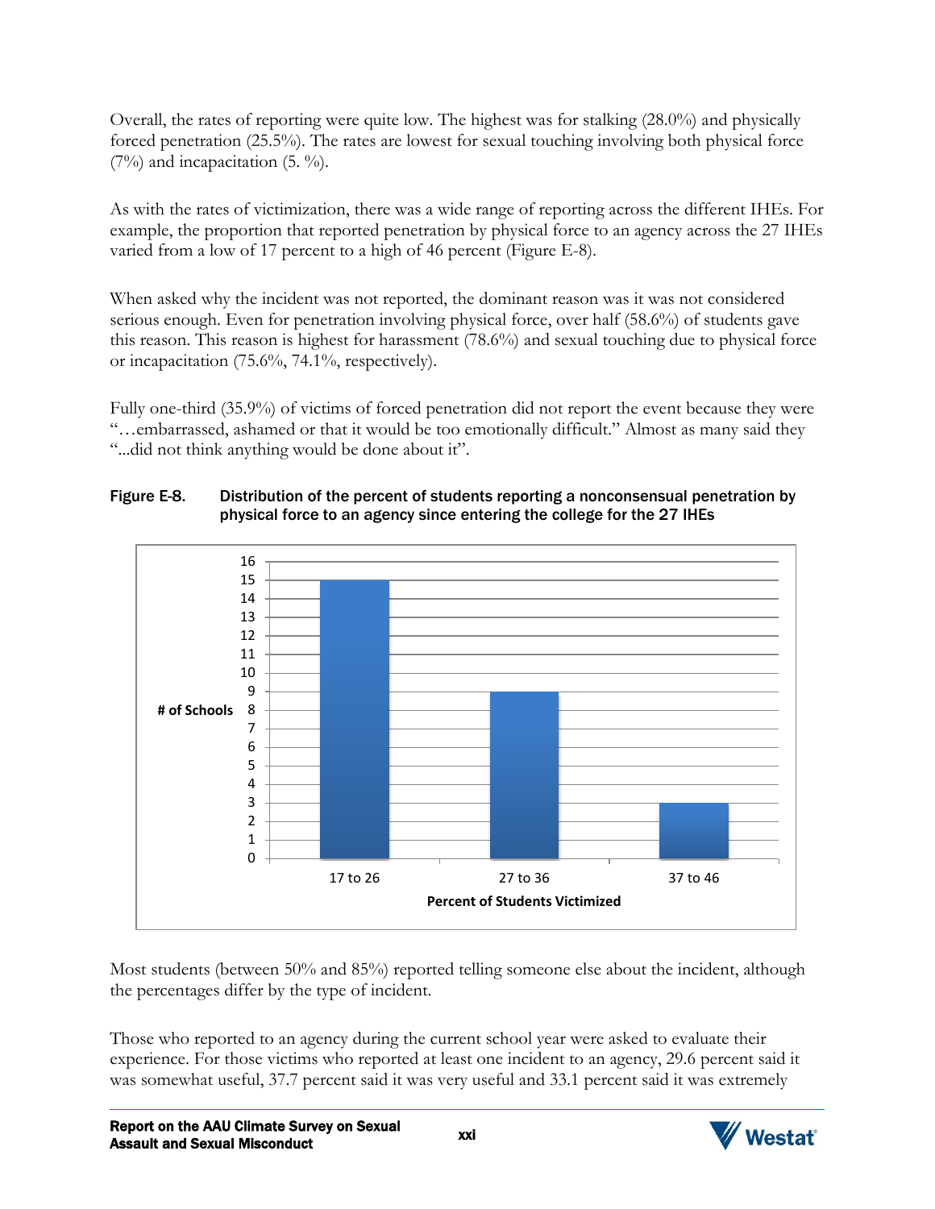Overall, the rates of reporting were quite low. The highest was for stalking (28.0%) and physically forced penetration (25.5%). The rates are lowest for sexual touching involving both physical force (7%) and incapacitation (5. %).

As with the rates of victimization, there was a wide range of reporting across the different IHEs. For example, the proportion that reported penetration by physical force to an agency across the 27 IHEs varied from a low of 17 percent to a high of 46 percent (Figure E-8).

When asked why the incident was not reported, the dominant reason was it was not considered serious enough. Even for penetration involving physical force, over half (58.6%) of students gave this reason. This reason is highest for harassment (78.6%) and sexual touching due to physical force or incapacitation (75.6%, 74.1%, respectively).

Fully one-third (35.9%) of victims of forced penetration did not report the event because they were "…embarrassed, ashamed or that it would be too emotionally difficult." Almost as many said they "...did not think anything would be done about it".

**Figure E-8. Distribution of the percent of students reporting a nonconsensual penetration by physical force to an agency since entering the college for the 27 IHEs**

| Percent of Students Victimized | # of Schools |
|---|---|
| 17 to 26 | 15 |
| 27 to 36 | 9 |
| 37 to 46 | 3 |

Most students (between 50% and 85%) reported telling someone else about the incident, although the percentages differ by the type of incident.

Those who reported to an agency during the current school year were asked to evaluate their experience. For those victims who reported at least one incident to an agency, 29.6 percent said it was somewhat useful, 37.7 percent said it was very useful and 33.1 percent said it was extremely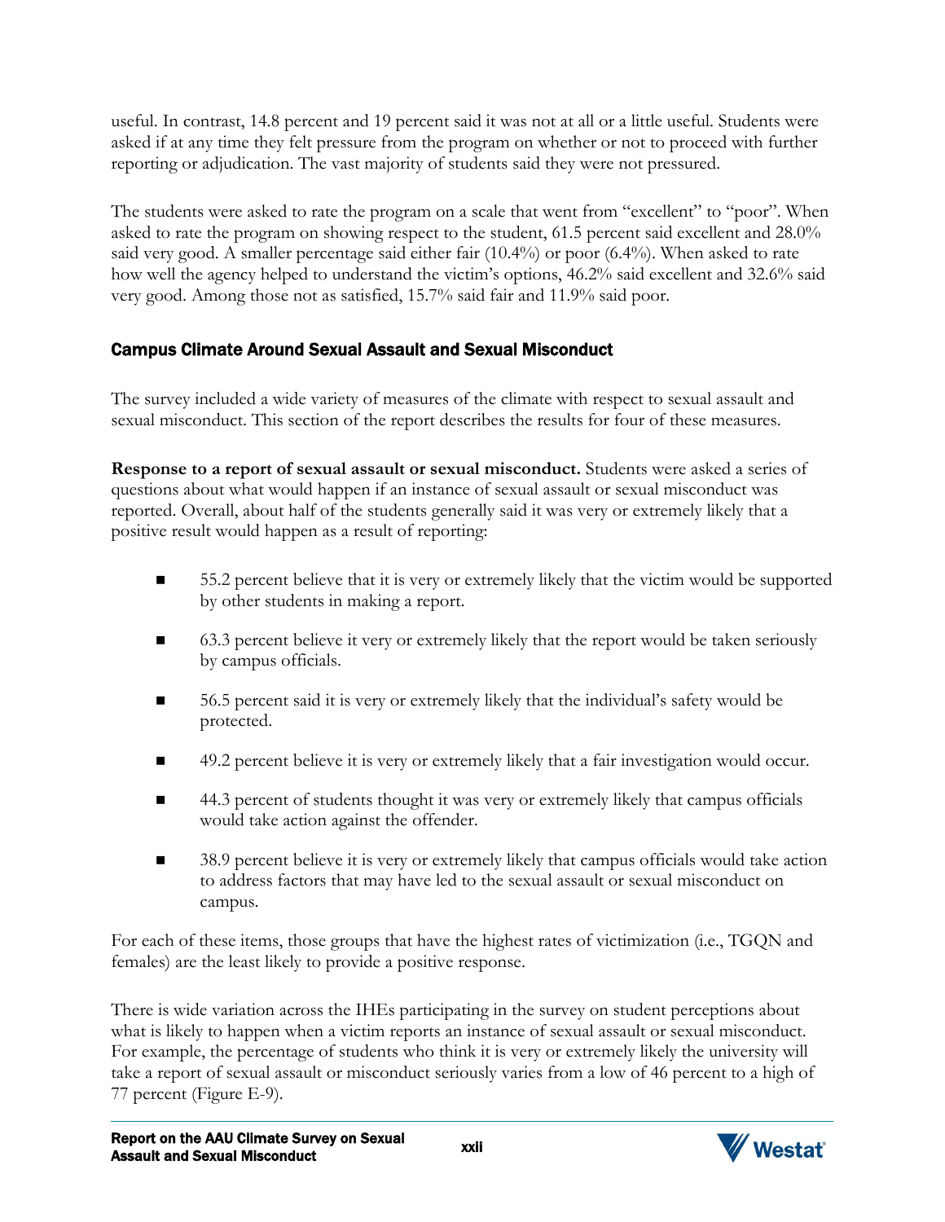useful. In contrast, 14.8 percent and 19 percent said it was not at all or a little useful. Students were asked if at any time they felt pressure from the program on whether or not to proceed with further reporting or adjudication. The vast majority of students said they were not pressured.

The students were asked to rate the program on a scale that went from "excellent" to "poor". When asked to rate the program on showing respect to the student, 61.5 percent said excellent and 28.0% said very good. A smaller percentage said either fair (10.4%) or poor (6.4%). When asked to rate how well the agency helped to understand the victim's options, 46.2% said excellent and 32.6% said very good. Among those not as satisfied, 15.7% said fair and 11.9% said poor.

## Campus Climate Around Sexual Assault and Sexual Misconduct

The survey included a wide variety of measures of the climate with respect to sexual assault and sexual misconduct. This section of the report describes the results for four of these measures.

**Response to a report of sexual assault or sexual misconduct.** Students were asked a series of questions about what would happen if an instance of sexual assault or sexual misconduct was reported. Overall, about half of the students generally said it was very or extremely likely that a positive result would happen as a result of reporting:

- 55.2 percent believe that it is very or extremely likely that the victim would be supported by other students in making a report.
- 63.3 percent believe it very or extremely likely that the report would be taken seriously by campus officials.
- 56.5 percent said it is very or extremely likely that the individual's safety would be protected.
- 49.2 percent believe it is very or extremely likely that a fair investigation would occur.
- 44.3 percent of students thought it was very or extremely likely that campus officials would take action against the offender.
- 38.9 percent believe it is very or extremely likely that campus officials would take action to address factors that may have led to the sexual assault or sexual misconduct on campus.

For each of these items, those groups that have the highest rates of victimization (i.e., TGQN and females) are the least likely to provide a positive response.

There is wide variation across the IHEs participating in the survey on student perceptions about what is likely to happen when a victim reports an instance of sexual assault or sexual misconduct. For example, the percentage of students who think it is very or extremely likely the university will take a report of sexual assault or misconduct seriously varies from a low of 46 percent to a high of 77 percent (Figure E-9).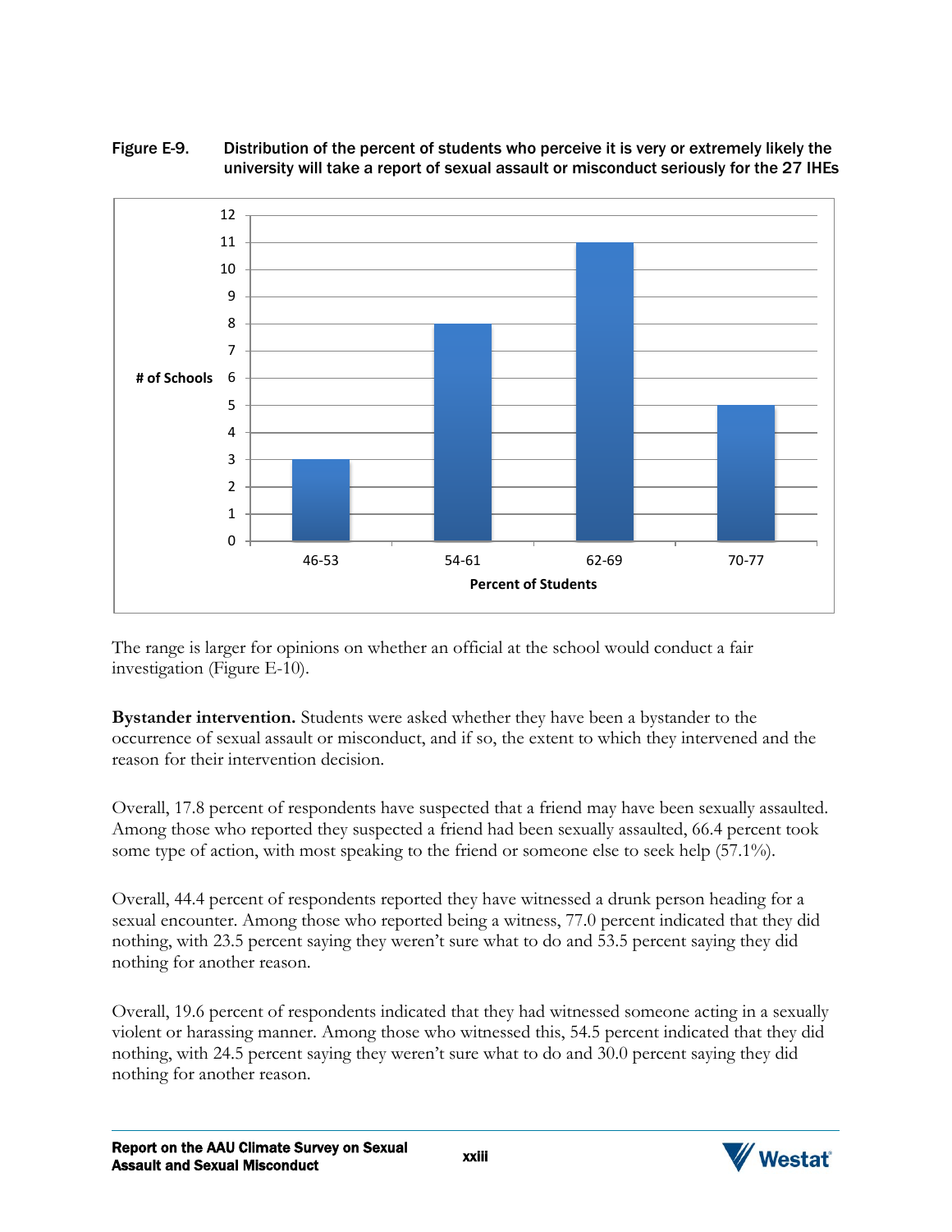Figure E-9. Distribution of the percent of students who perceive it is very or extremely likely the university will take a report of sexual assault or misconduct seriously for the 27 IHEs

| Percent of Students | # of Schools |
|---|---|
| 46-53 | 3 |
| 54-61 | 8 |
| 62-69 | 11 |
| 70-77 | 5 |

The range is larger for opinions on whether an official at the school would conduct a fair investigation (Figure E-10).

**Bystander intervention.** Students were asked whether they have been a bystander to the occurrence of sexual assault or misconduct, and if so, the extent to which they intervened and the reason for their intervention decision.

Overall, 17.8 percent of respondents have suspected that a friend may have been sexually assaulted. Among those who reported they suspected a friend had been sexually assaulted, 66.4 percent took some type of action, with most speaking to the friend or someone else to seek help (57.1%).

Overall, 44.4 percent of respondents reported they have witnessed a drunk person heading for a sexual encounter. Among those who reported being a witness, 77.0 percent indicated that they did nothing, with 23.5 percent saying they weren't sure what to do and 53.5 percent saying they did nothing for another reason.

Overall, 19.6 percent of respondents indicated that they had witnessed someone acting in a sexually violent or harassing manner. Among those who witnessed this, 54.5 percent indicated that they did nothing, with 24.5 percent saying they weren't sure what to do and 30.0 percent saying they did nothing for another reason.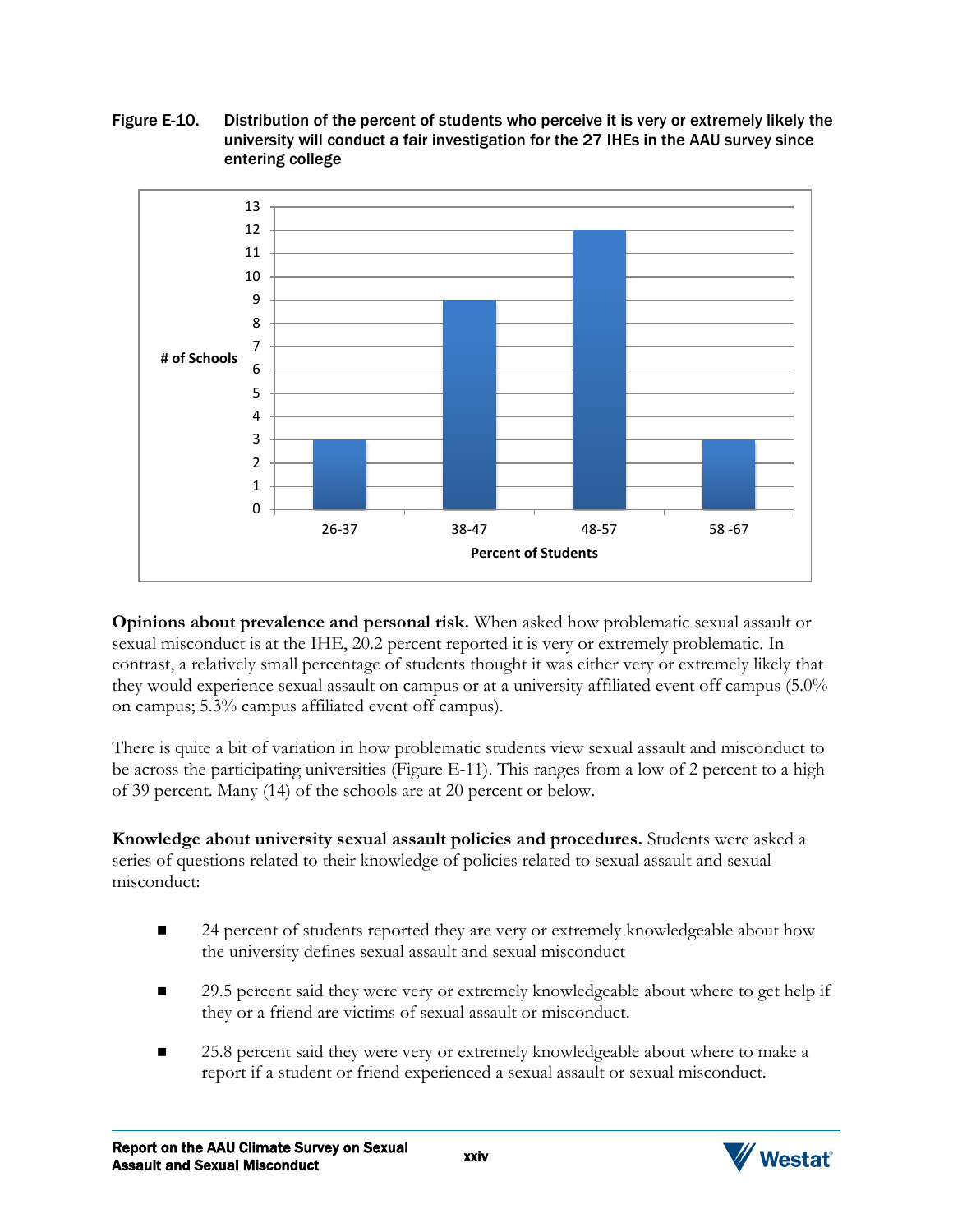Figure E-10. Distribution of the percent of students who perceive it is very or extremely likely the university will conduct a fair investigation for the 27 IHEs in the AAU survey since entering college

| Percent of Students | # of Schools |
|---|---|
| 26-37 | 3 |
| 38-47 | 9 |
| 48-57 | 12 |
| 58 -67 | 3 |

**Opinions about prevalence and personal risk.** When asked how problematic sexual assault or sexual misconduct is at the IHE, 20.2 percent reported it is very or extremely problematic. In contrast, a relatively small percentage of students thought it was either very or extremely likely that they would experience sexual assault on campus or at a university affiliated event off campus (5.0% on campus; 5.3% campus affiliated event off campus).

There is quite a bit of variation in how problematic students view sexual assault and misconduct to be across the participating universities (Figure E-11). This ranges from a low of 2 percent to a high of 39 percent. Many (14) of the schools are at 20 percent or below.

**Knowledge about university sexual assault policies and procedures.** Students were asked a series of questions related to their knowledge of policies related to sexual assault and sexual misconduct:

- 24 percent of students reported they are very or extremely knowledgeable about how the university defines sexual assault and sexual misconduct
- 29.5 percent said they were very or extremely knowledgeable about where to get help if they or a friend are victims of sexual assault or misconduct.
- 25.8 percent said they were very or extremely knowledgeable about where to make a report if a student or friend experienced a sexual assault or sexual misconduct.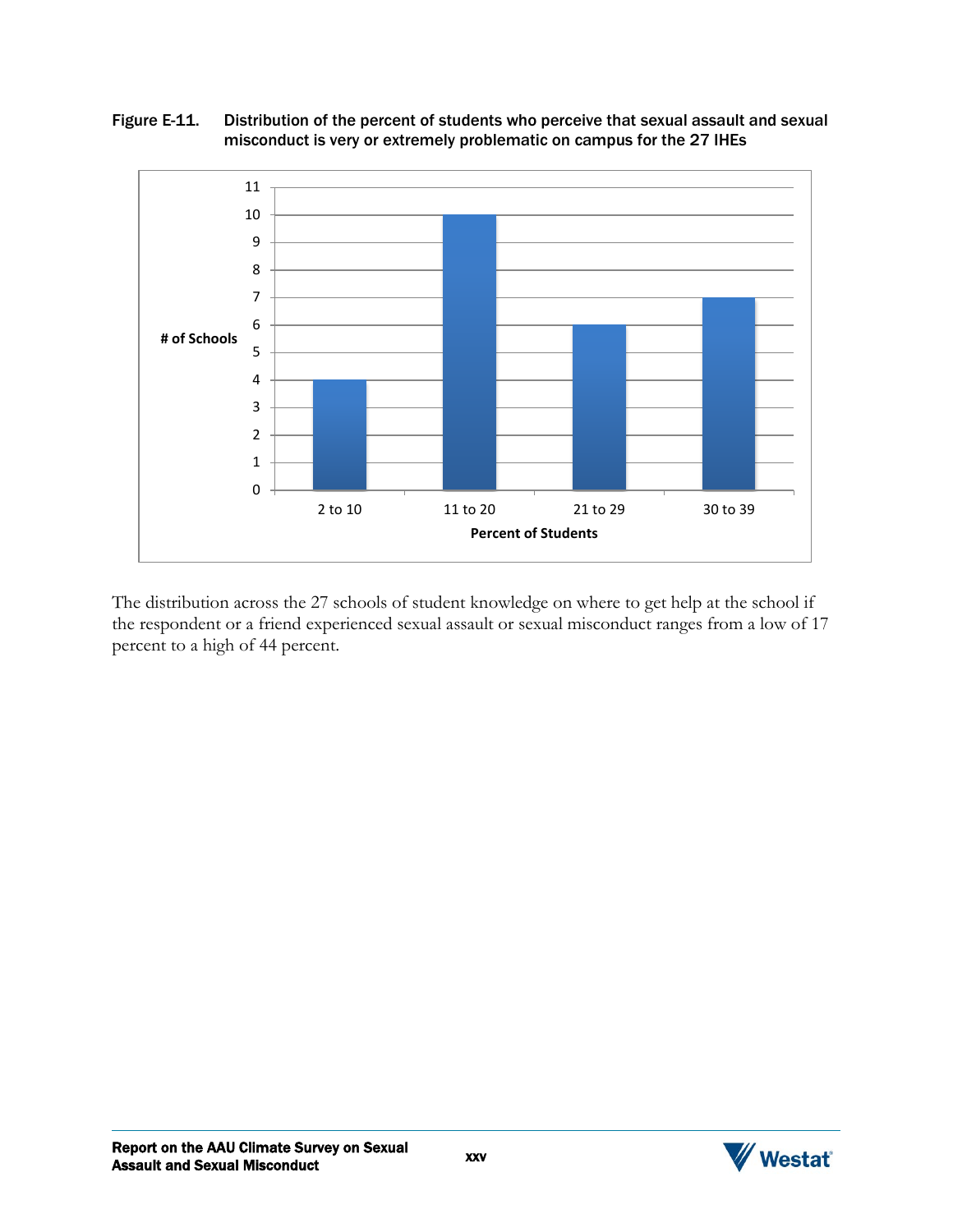**Figure E-11. Distribution of the percent of students who perceive that sexual assault and sexual misconduct is very or extremely problematic on campus for the 27 IHEs**

\# of Schools

11
10
9
8
7
6
5
4
3
2
1
0

2 to 10
11 to 20
21 to 29
30 to 39

Percent of Students

The distribution across the 27 schools of student knowledge on where to get help at the school if the respondent or a friend experienced sexual assault or sexual misconduct ranges from a low of 17 percent to a high of 44 percent.